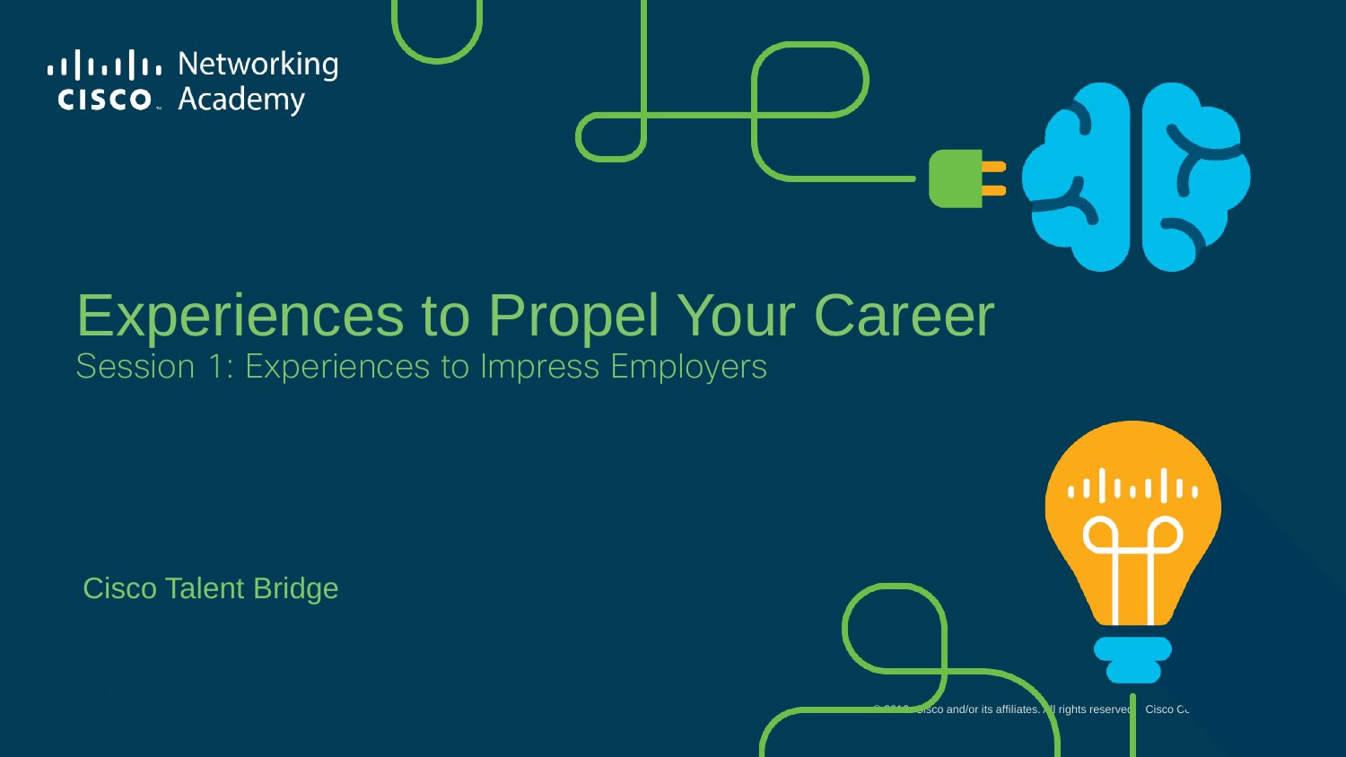Networking Academy

# Experiences to Propel Your Career

## Session 1: Experiences to Impress Employers

Cisco Talent Bridge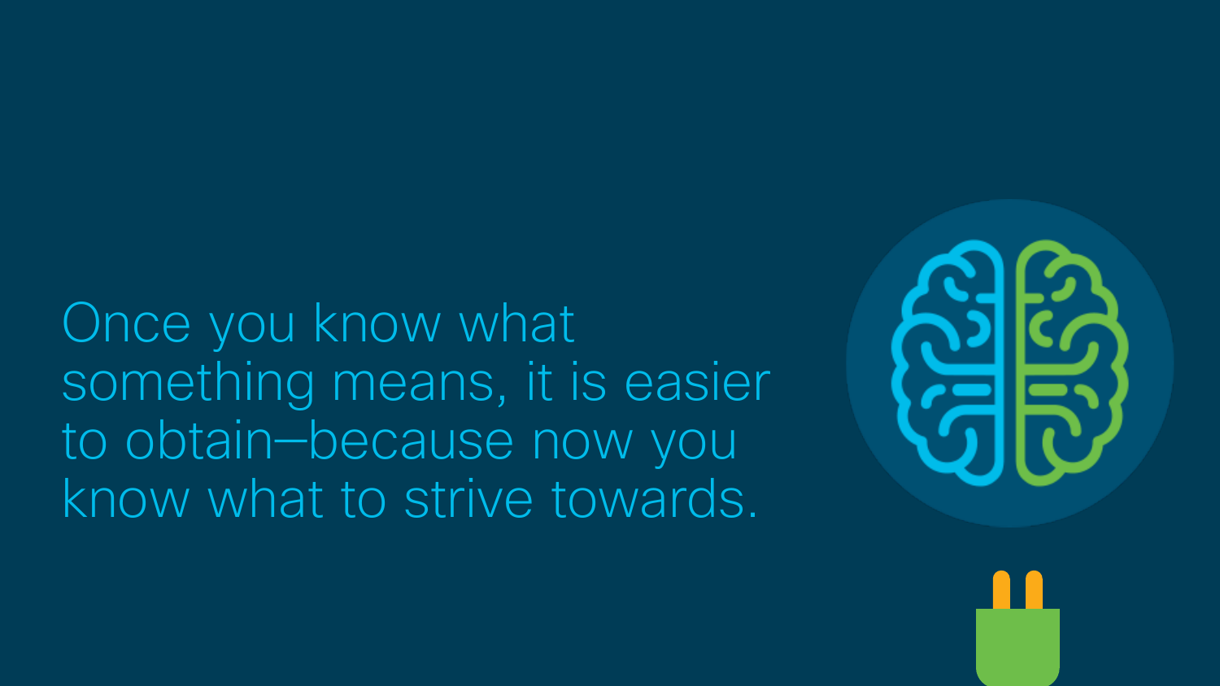Once you know what something means, it is easier to obtain—because now you know what to strive towards.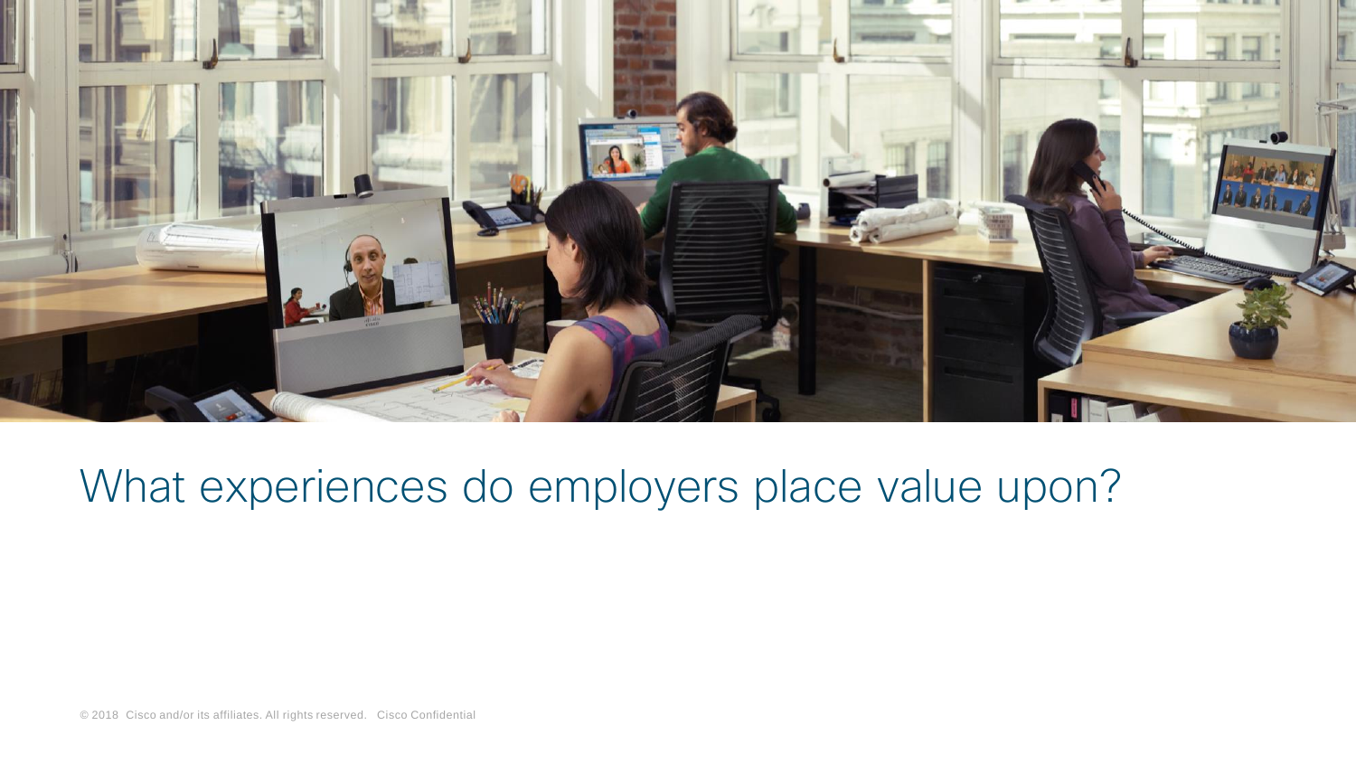# What experiences do employers place value upon?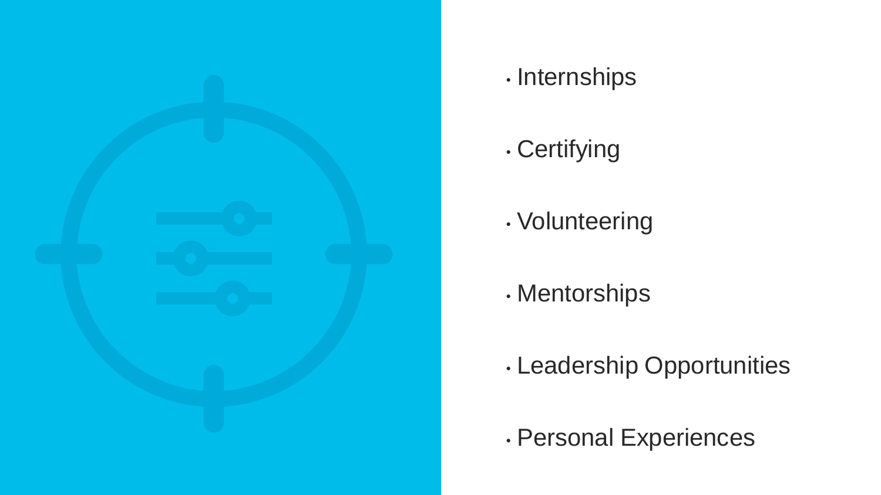- Internships
- Certifying
- Volunteering
- Mentorships
- Leadership Opportunities
- Personal Experiences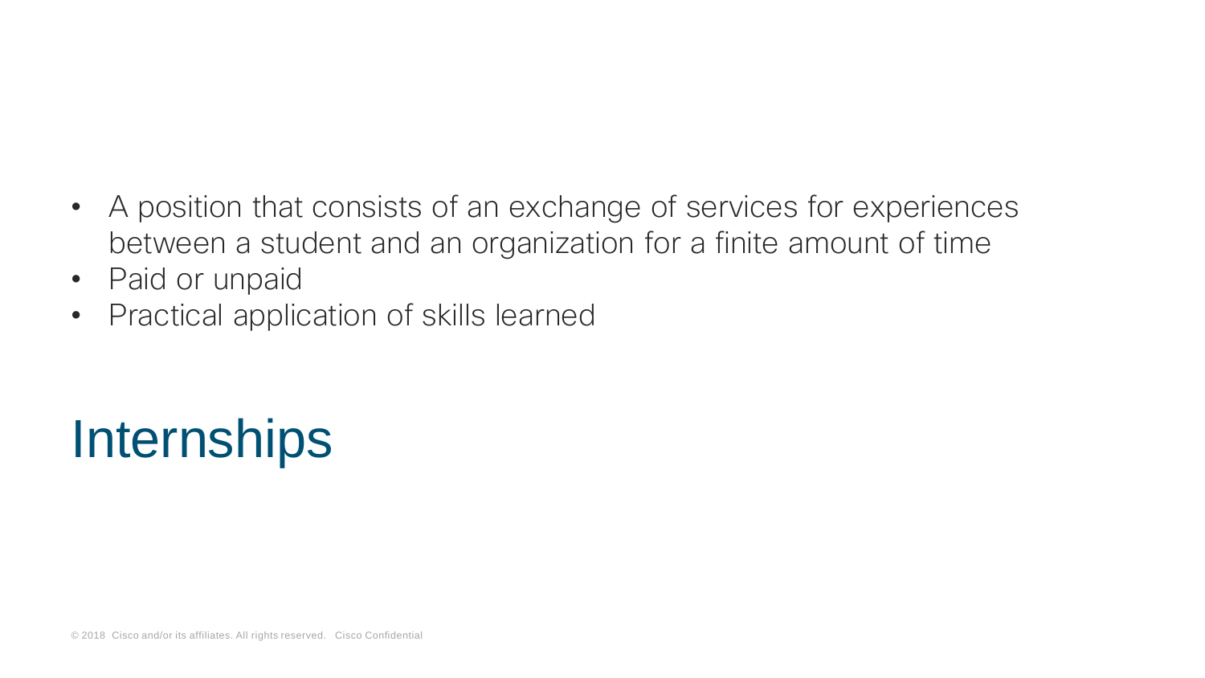- A position that consists of an exchange of services for experiences between a student and an organization for a finite amount of time
- Paid or unpaid
- Practical application of skills learned

# Internships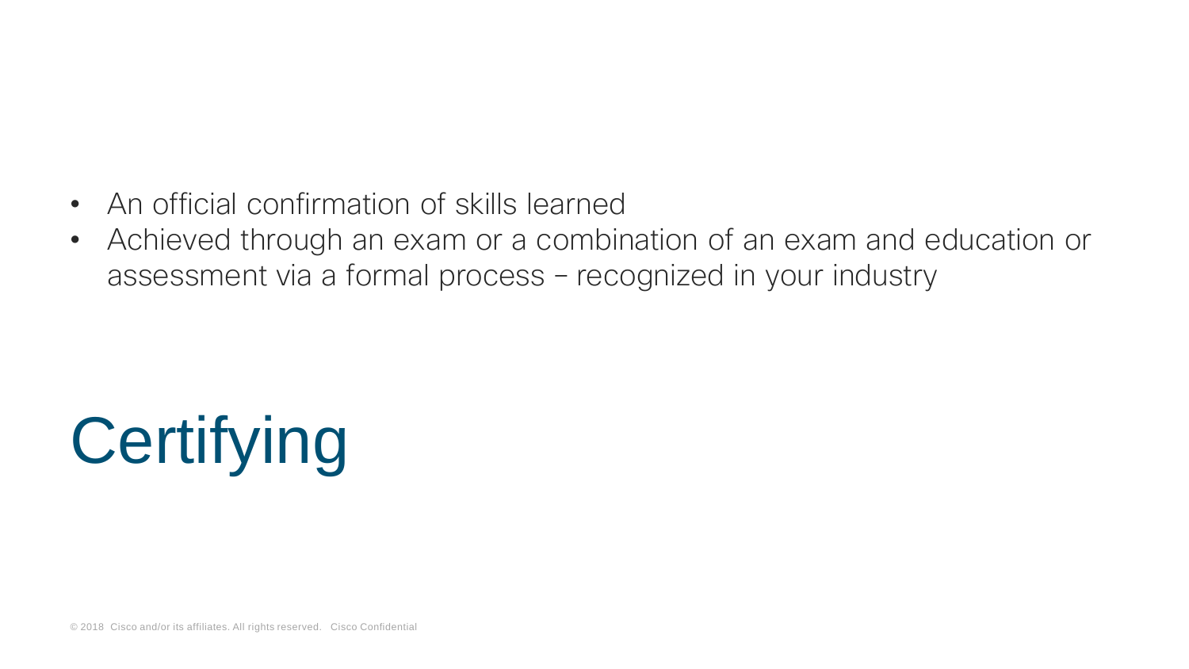- An official confirmation of skills learned
- Achieved through an exam or a combination of an exam and education or assessment via a formal process – recognized in your industry

# Certifying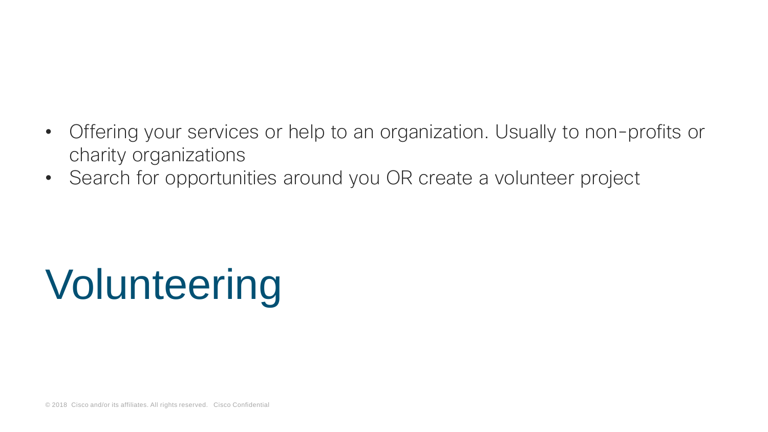- Offering your services or help to an organization. Usually to non-profits or charity organizations
- Search for opportunities around you OR create a volunteer project

# Volunteering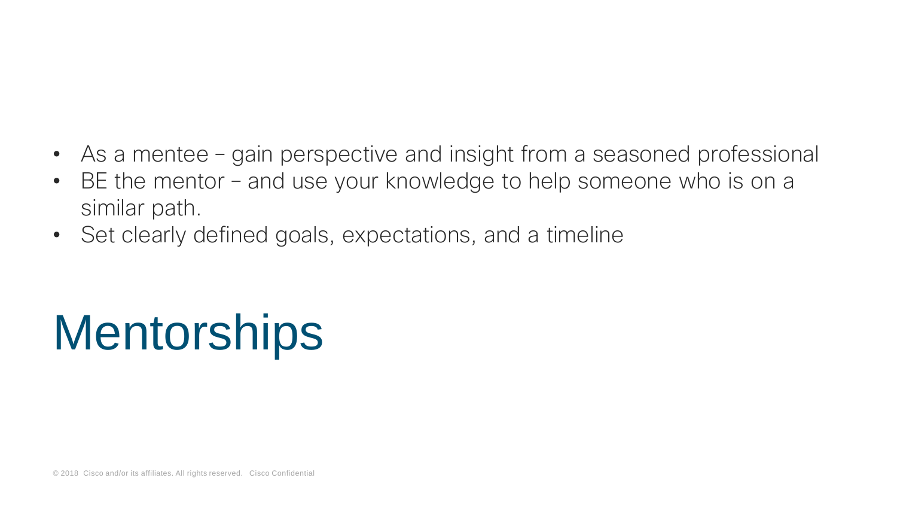- As a mentee – gain perspective and insight from a seasoned professional
- BE the mentor – and use your knowledge to help someone who is on a similar path.
- Set clearly defined goals, expectations, and a timeline

# Mentorships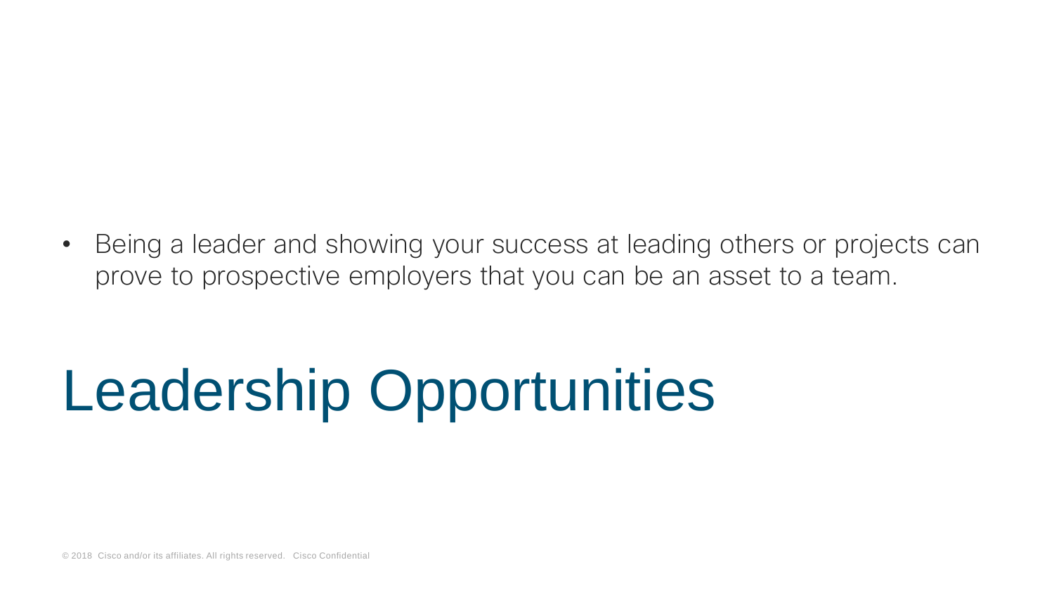- Being a leader and showing your success at leading others or projects can prove to prospective employers that you can be an asset to a team.

# Leadership Opportunities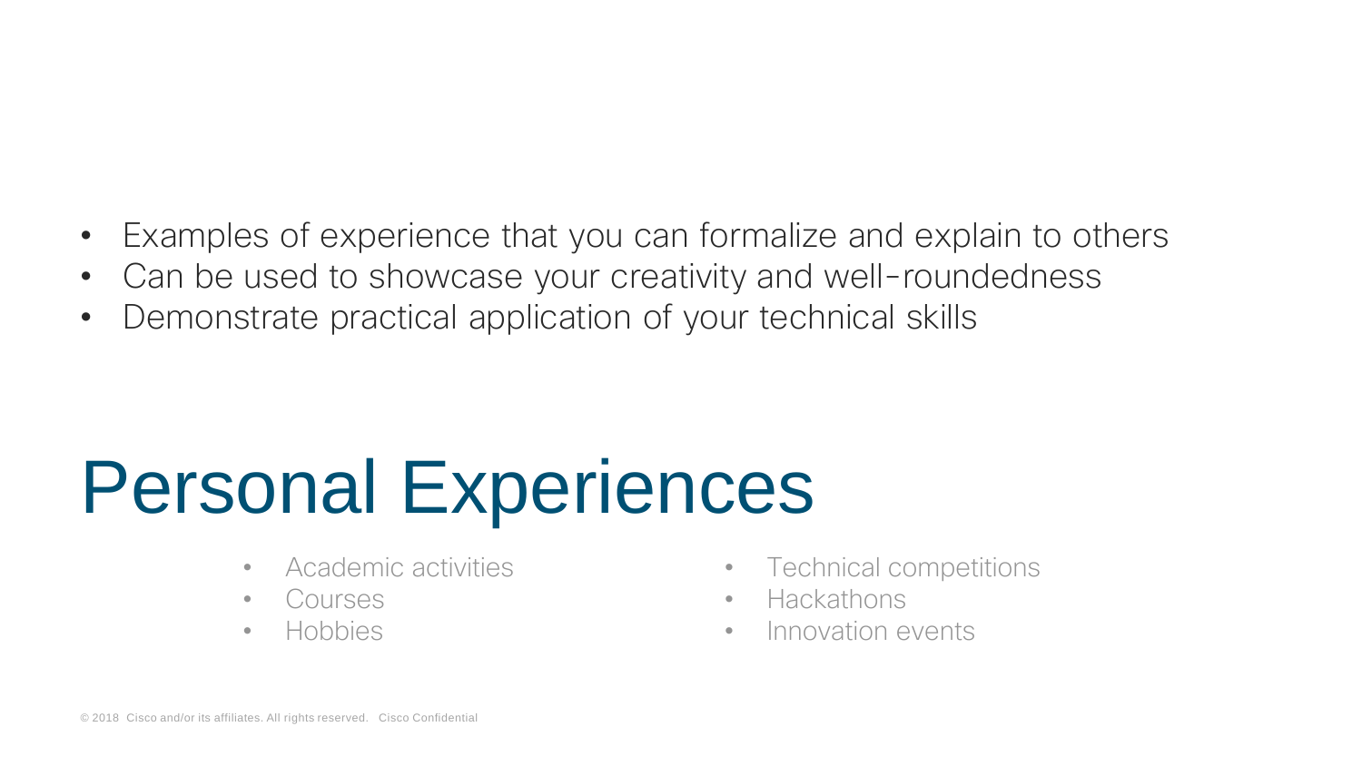- Examples of experience that you can formalize and explain to others
- Can be used to showcase your creativity and well-roundedness
- Demonstrate practical application of your technical skills

# Personal Experiences

- Academic activities
- Courses
- Hobbies
- Technical competitions
- Hackathons
- Innovation events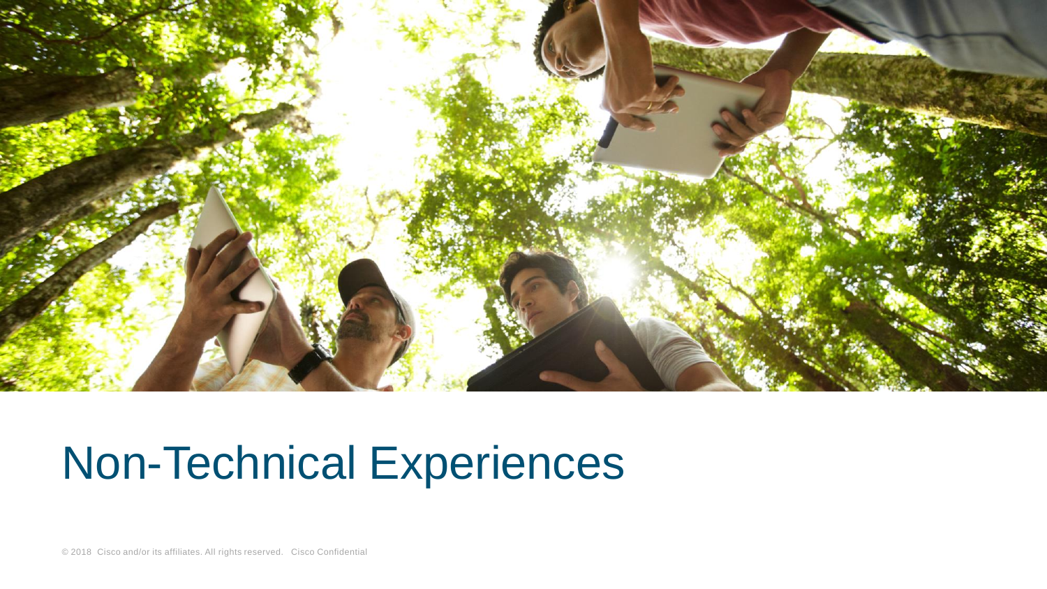# Non-Technical Experiences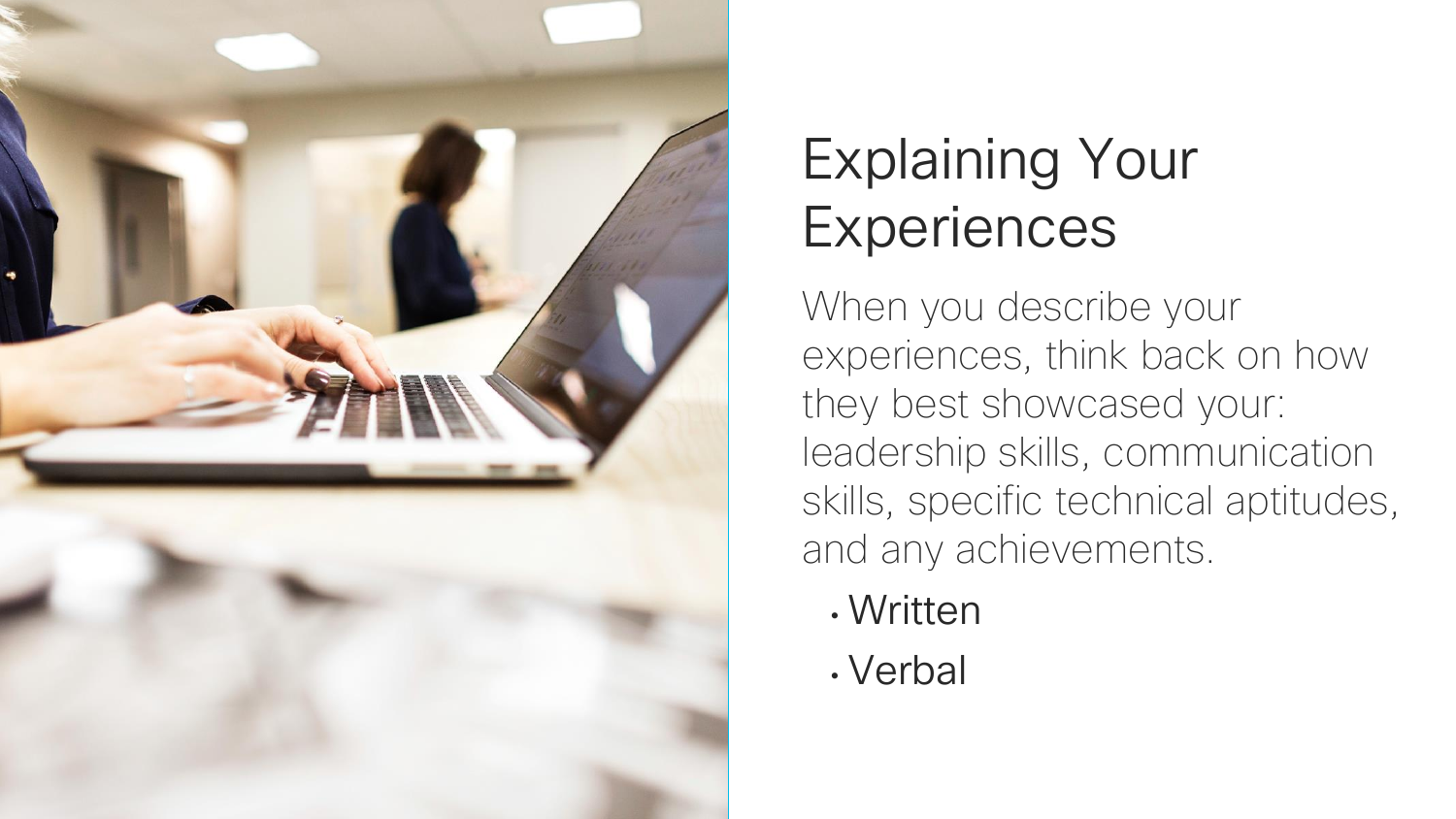# Explaining Your Experiences

When you describe your experiences, think back on how they best showcased your: leadership skills, communication skills, specific technical aptitudes, and any achievements.

- Written
- Verbal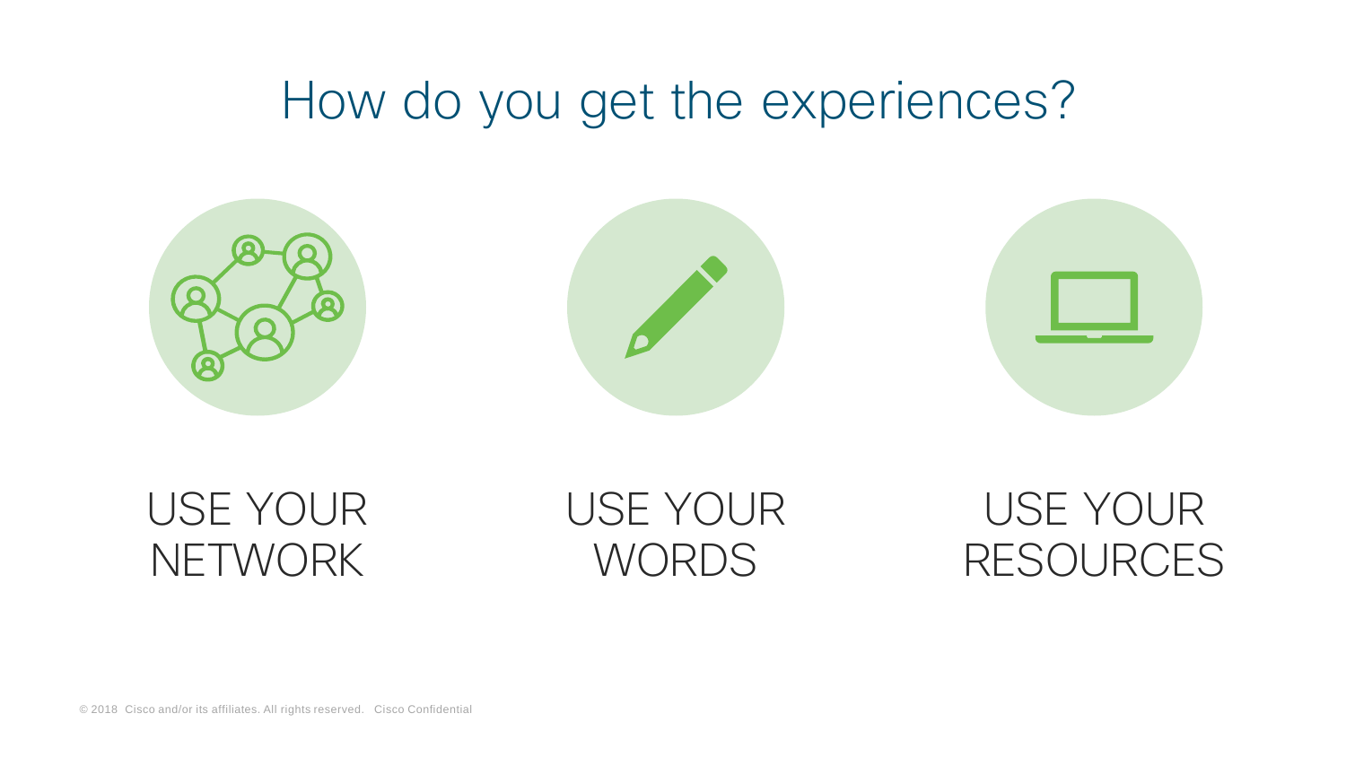# How do you get the experiences?

USE YOUR NETWORK

USE YOUR WORDS

USE YOUR RESOURCES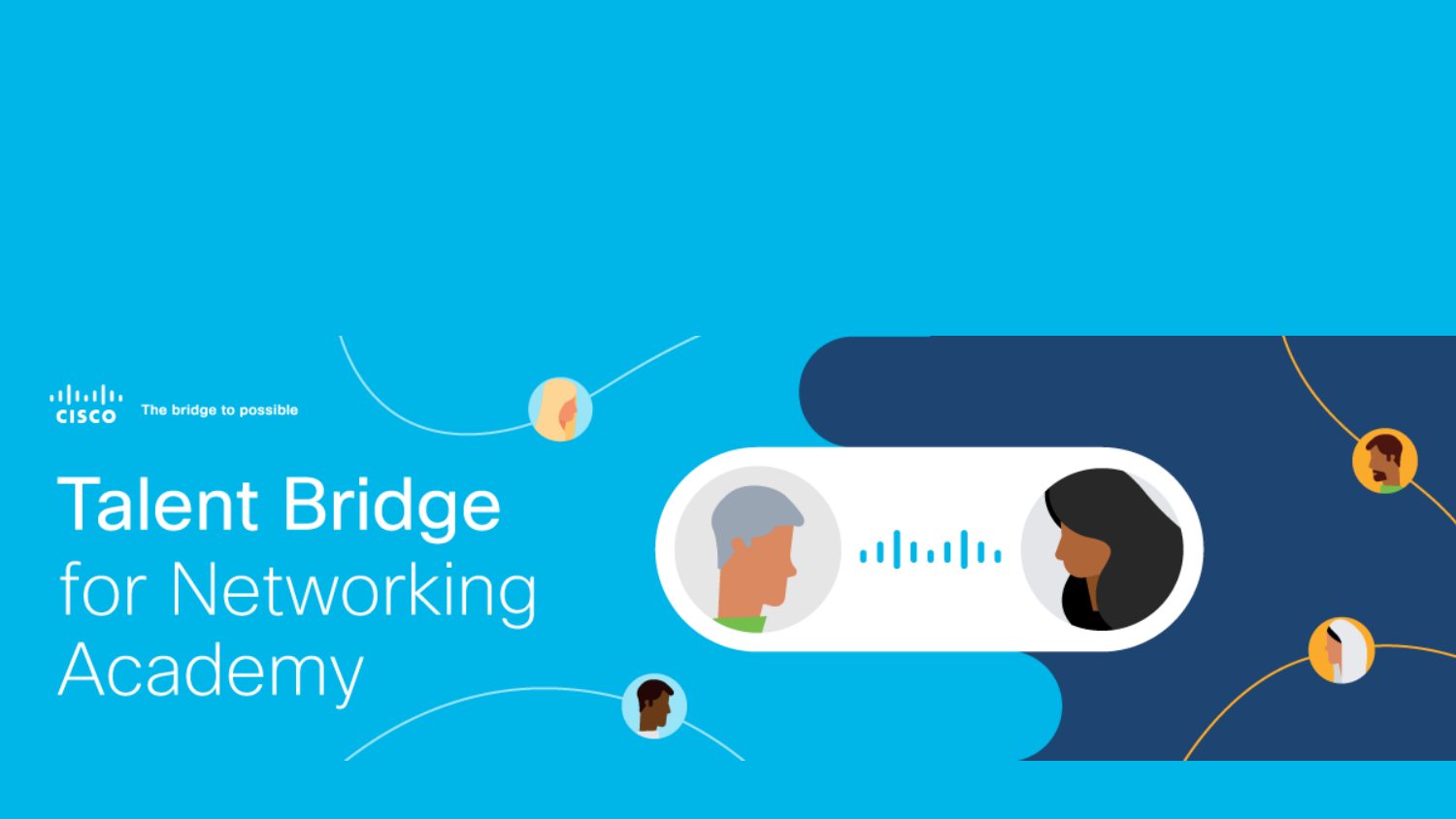cisco The bridge to possible

# Talent Bridge for Networking Academy